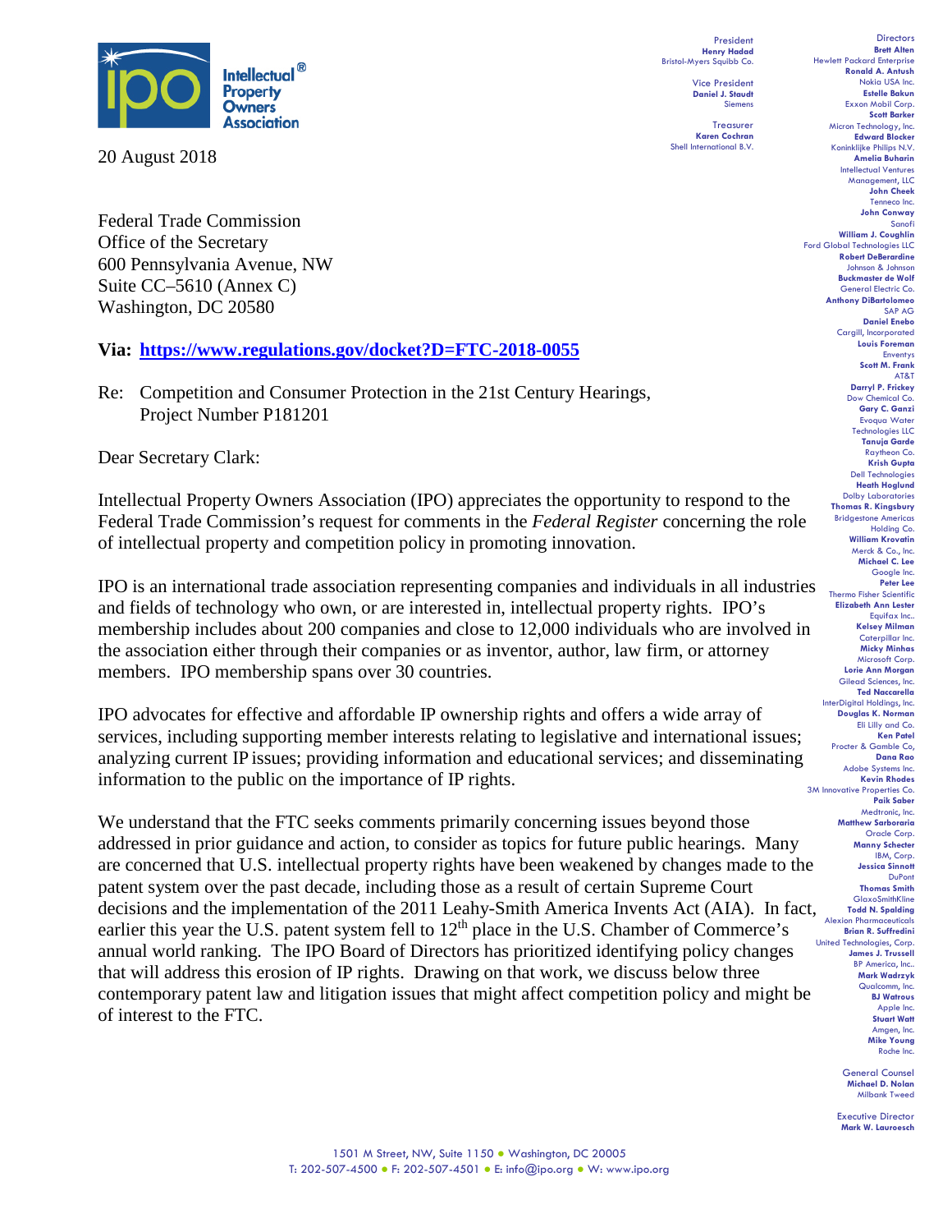**Intellectual Property Owners Association**®

President
**Henry Hadad**
Bristol-Myers Squibb Co.

Vice President
**Daniel J. Staudt**
Siemens

Treasurer
**Karen Cochran**
Shell International B.V.

Directors
**Brett Alten**
Hewlett Packard Enterprise
**Ronald A. Antush**
Nokia USA Inc.
**Estelle Bakun**
Exxon Mobil Corp.
**Scott Barker**
Micron Technology, Inc.
**Edward Blocker**
Koninklijke Philips N.V.
**Amelia Buharin**
Intellectual Ventures Management, LLC
**John Cheek**
Tenneco Inc.
**John Conway**
Sanofi
**William J. Coughlin**
Ford Global Technologies LLC
**Robert DeBerardine**
Johnson & Johnson
**Buckmaster de Wolf**
General Electric Co.
**Anthony DiBartolomeo**
SAP AG
**Daniel Enebo**
Cargill, Incorporated
**Louis Foreman**
Enventys
**Scott M. Frank**
AT&T
**Darryl P. Frickey**
Dow Chemical Co.
**Gary C. Ganzi**
Evoqua Water Technologies LLC
**Tanuja Garde**
Raytheon Co.
**Krish Gupta**
Dell Technologies
**Heath Hoglund**
Dolby Laboratories
**Thomas R. Kingsbury**
Bridgestone Americas Holding Co.
**William Krovatin**
Merck & Co., Inc.
**Michael C. Lee**
Google Inc.
**Peter Lee**
Thermo Fisher Scientific
**Elizabeth Ann Lester**
Equifax Inc..
**Kelsey Milman**
Caterpillar Inc.
**Micky Minhas**
Microsoft Corp.
**Lorie Ann Morgan**
Gilead Sciences, Inc.
**Ted Naccarella**
InterDigital Holdings, Inc.
**Douglas K. Norman**
Eli Lilly and Co.
**Ken Patel**
Procter & Gamble Co,
**Dana Rao**
Adobe Systems Inc.
**Kevin Rhodes**
3M Innovative Properties Co.
**Paik Saber**
Medtronic, Inc.
**Matthew Sarboraria**
Oracle Corp.
**Manny Schecter**
IBM, Corp.
**Jessica Sinnott**
DuPont
**Thomas Smith**
GlaxoSmithKline
**Todd N. Spalding**
Alexion Pharmaceuticals
**Brian R. Suffredini**
United Technologies, Corp.
**James J. Trussell**
BP America, Inc..
**Mark Wadrzyk**
Qualcomm, Inc.
**BJ Watrous**
Apple Inc.
**Stuart Watt**
Amgen, Inc.
**Mike Young**
Roche Inc.

General Counsel
**Michael D. Nolan**
Milbank Tweed

Executive Director
**Mark W. Lauroesch**

20 August 2018

Federal Trade Commission
Office of the Secretary
600 Pennsylvania Avenue, NW
Suite CC–5610 (Annex C)
Washington, DC 20580

**Via: https://www.regulations.gov/docket?D=FTC-2018-0055**

Re: Competition and Consumer Protection in the 21st Century Hearings, Project Number P181201

Dear Secretary Clark:

Intellectual Property Owners Association (IPO) appreciates the opportunity to respond to the Federal Trade Commission's request for comments in the *Federal Register* concerning the role of intellectual property and competition policy in promoting innovation.

IPO is an international trade association representing companies and individuals in all industries and fields of technology who own, or are interested in, intellectual property rights. IPO's membership includes about 200 companies and close to 12,000 individuals who are involved in the association either through their companies or as inventor, author, law firm, or attorney members. IPO membership spans over 30 countries.

IPO advocates for effective and affordable IP ownership rights and offers a wide array of services, including supporting member interests relating to legislative and international issues; analyzing current IP issues; providing information and educational services; and disseminating information to the public on the importance of IP rights.

We understand that the FTC seeks comments primarily concerning issues beyond those addressed in prior guidance and action, to consider as topics for future public hearings. Many are concerned that U.S. intellectual property rights have been weakened by changes made to the patent system over the past decade, including those as a result of certain Supreme Court decisions and the implementation of the 2011 Leahy-Smith America Invents Act (AIA). In fact, earlier this year the U.S. patent system fell to 12th place in the U.S. Chamber of Commerce's annual world ranking. The IPO Board of Directors has prioritized identifying policy changes that will address this erosion of IP rights. Drawing on that work, we discuss below three contemporary patent law and litigation issues that might affect competition policy and might be of interest to the FTC.

1501 M Street, NW, Suite 1150 ● Washington, DC 20005
T: 202-507-4500 ● F: 202-507-4501 ● E: info@ipo.org ● W: www.ipo.org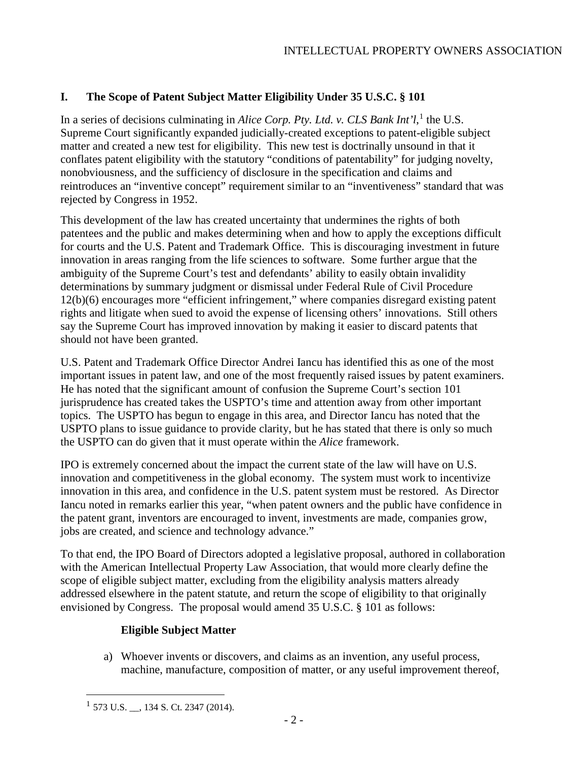## I. The Scope of Patent Subject Matter Eligibility Under 35 U.S.C. § 101

In a series of decisions culminating in *Alice Corp. Pty. Ltd. v. CLS Bank Int'l*,[1] the U.S. Supreme Court significantly expanded judicially-created exceptions to patent-eligible subject matter and created a new test for eligibility. This new test is doctrinally unsound in that it conflates patent eligibility with the statutory "conditions of patentability" for judging novelty, nonobviousness, and the sufficiency of disclosure in the specification and claims and reintroduces an "inventive concept" requirement similar to an "inventiveness" standard that was rejected by Congress in 1952.

This development of the law has created uncertainty that undermines the rights of both patentees and the public and makes determining when and how to apply the exceptions difficult for courts and the U.S. Patent and Trademark Office. This is discouraging investment in future innovation in areas ranging from the life sciences to software. Some further argue that the ambiguity of the Supreme Court's test and defendants' ability to easily obtain invalidity determinations by summary judgment or dismissal under Federal Rule of Civil Procedure 12(b)(6) encourages more "efficient infringement," where companies disregard existing patent rights and litigate when sued to avoid the expense of licensing others' innovations. Still others say the Supreme Court has improved innovation by making it easier to discard patents that should not have been granted.

U.S. Patent and Trademark Office Director Andrei Iancu has identified this as one of the most important issues in patent law, and one of the most frequently raised issues by patent examiners. He has noted that the significant amount of confusion the Supreme Court's section 101 jurisprudence has created takes the USPTO's time and attention away from other important topics. The USPTO has begun to engage in this area, and Director Iancu has noted that the USPTO plans to issue guidance to provide clarity, but he has stated that there is only so much the USPTO can do given that it must operate within the *Alice* framework.

IPO is extremely concerned about the impact the current state of the law will have on U.S. innovation and competitiveness in the global economy. The system must work to incentivize innovation in this area, and confidence in the U.S. patent system must be restored. As Director Iancu noted in remarks earlier this year, "when patent owners and the public have confidence in the patent grant, inventors are encouraged to invent, investments are made, companies grow, jobs are created, and science and technology advance."

To that end, the IPO Board of Directors adopted a legislative proposal, authored in collaboration with the American Intellectual Property Law Association, that would more clearly define the scope of eligible subject matter, excluding from the eligibility analysis matters already addressed elsewhere in the patent statute, and return the scope of eligibility to that originally envisioned by Congress. The proposal would amend 35 U.S.C. § 101 as follows:

**Eligible Subject Matter**

a) Whoever invents or discovers, and claims as an invention, any useful process, machine, manufacture, composition of matter, or any useful improvement thereof,

[1] 573 U.S. __, 134 S. Ct. 2347 (2014).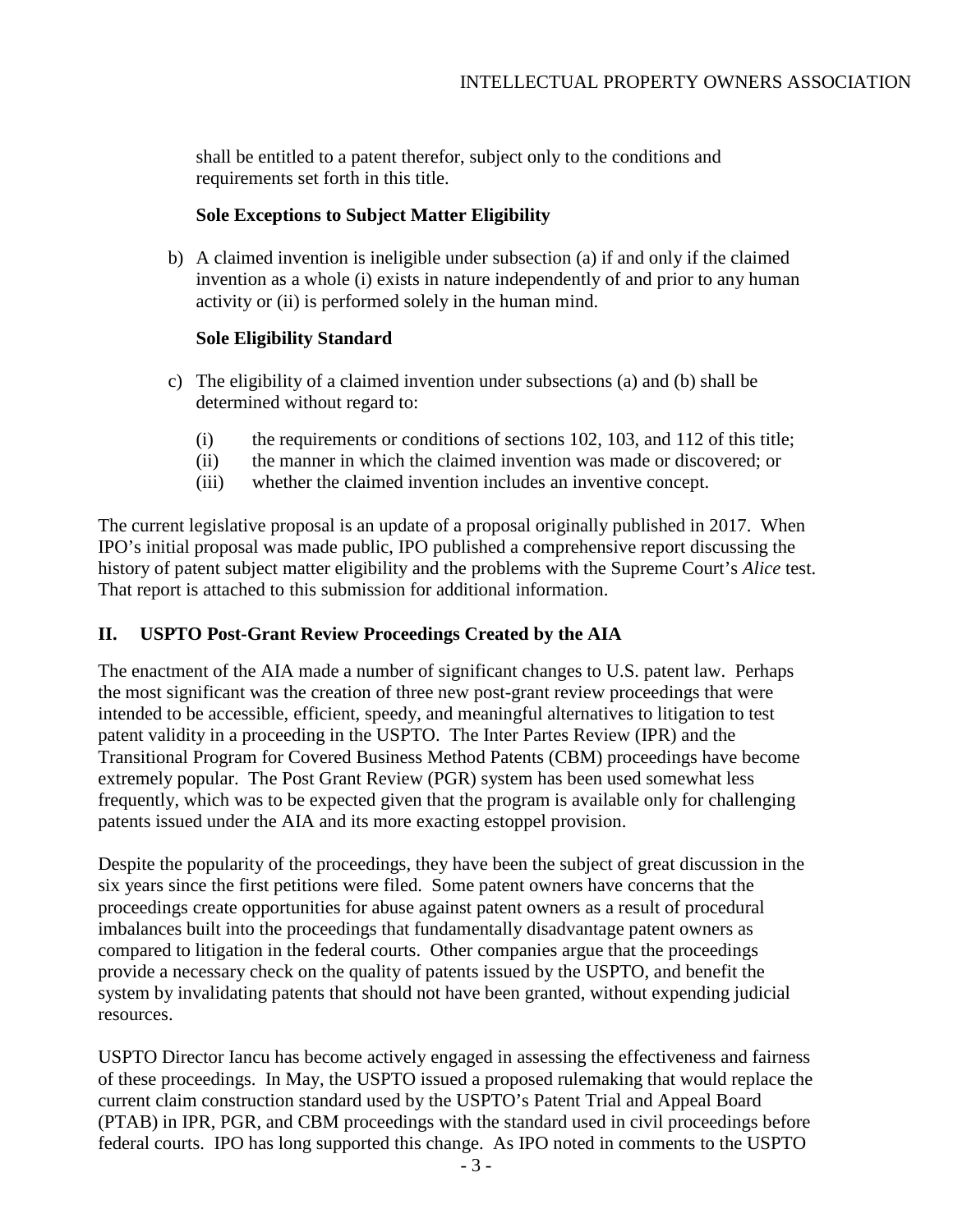shall be entitled to a patent therefor, subject only to the conditions and requirements set forth in this title.

**Sole Exceptions to Subject Matter Eligibility**

b) A claimed invention is ineligible under subsection (a) if and only if the claimed invention as a whole (i) exists in nature independently of and prior to any human activity or (ii) is performed solely in the human mind.

**Sole Eligibility Standard**

c) The eligibility of a claimed invention under subsections (a) and (b) shall be determined without regard to:

(i) the requirements or conditions of sections 102, 103, and 112 of this title;
(ii) the manner in which the claimed invention was made or discovered; or
(iii) whether the claimed invention includes an inventive concept.

The current legislative proposal is an update of a proposal originally published in 2017. When IPO's initial proposal was made public, IPO published a comprehensive report discussing the history of patent subject matter eligibility and the problems with the Supreme Court's *Alice* test. That report is attached to this submission for additional information.

## II. USPTO Post-Grant Review Proceedings Created by the AIA

The enactment of the AIA made a number of significant changes to U.S. patent law. Perhaps the most significant was the creation of three new post-grant review proceedings that were intended to be accessible, efficient, speedy, and meaningful alternatives to litigation to test patent validity in a proceeding in the USPTO. The Inter Partes Review (IPR) and the Transitional Program for Covered Business Method Patents (CBM) proceedings have become extremely popular. The Post Grant Review (PGR) system has been used somewhat less frequently, which was to be expected given that the program is available only for challenging patents issued under the AIA and its more exacting estoppel provision.

Despite the popularity of the proceedings, they have been the subject of great discussion in the six years since the first petitions were filed. Some patent owners have concerns that the proceedings create opportunities for abuse against patent owners as a result of procedural imbalances built into the proceedings that fundamentally disadvantage patent owners as compared to litigation in the federal courts. Other companies argue that the proceedings provide a necessary check on the quality of patents issued by the USPTO, and benefit the system by invalidating patents that should not have been granted, without expending judicial resources.

USPTO Director Iancu has become actively engaged in assessing the effectiveness and fairness of these proceedings. In May, the USPTO issued a proposed rulemaking that would replace the current claim construction standard used by the USPTO's Patent Trial and Appeal Board (PTAB) in IPR, PGR, and CBM proceedings with the standard used in civil proceedings before federal courts. IPO has long supported this change. As IPO noted in comments to the USPTO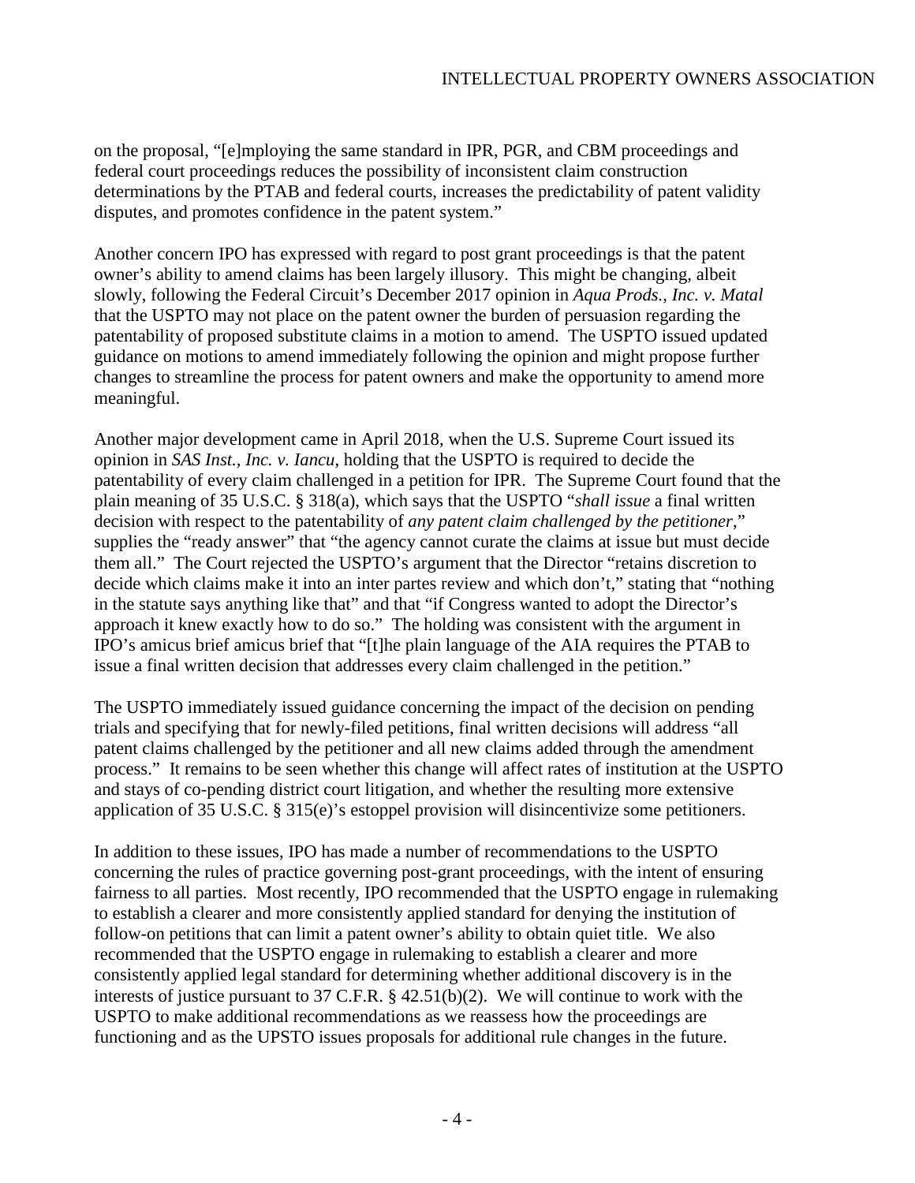on the proposal, "[e]mploying the same standard in IPR, PGR, and CBM proceedings and federal court proceedings reduces the possibility of inconsistent claim construction determinations by the PTAB and federal courts, increases the predictability of patent validity disputes, and promotes confidence in the patent system."

Another concern IPO has expressed with regard to post grant proceedings is that the patent owner's ability to amend claims has been largely illusory. This might be changing, albeit slowly, following the Federal Circuit's December 2017 opinion in *Aqua Prods., Inc. v. Matal* that the USPTO may not place on the patent owner the burden of persuasion regarding the patentability of proposed substitute claims in a motion to amend. The USPTO issued updated guidance on motions to amend immediately following the opinion and might propose further changes to streamline the process for patent owners and make the opportunity to amend more meaningful.

Another major development came in April 2018, when the U.S. Supreme Court issued its opinion in *SAS Inst., Inc. v. Iancu*, holding that the USPTO is required to decide the patentability of every claim challenged in a petition for IPR. The Supreme Court found that the plain meaning of 35 U.S.C. § 318(a), which says that the USPTO "*shall issue* a final written decision with respect to the patentability of *any patent claim challenged by the petitioner*," supplies the "ready answer" that "the agency cannot curate the claims at issue but must decide them all." The Court rejected the USPTO's argument that the Director "retains discretion to decide which claims make it into an inter partes review and which don't," stating that "nothing in the statute says anything like that" and that "if Congress wanted to adopt the Director's approach it knew exactly how to do so." The holding was consistent with the argument in IPO's amicus brief amicus brief that "[t]he plain language of the AIA requires the PTAB to issue a final written decision that addresses every claim challenged in the petition."

The USPTO immediately issued guidance concerning the impact of the decision on pending trials and specifying that for newly-filed petitions, final written decisions will address "all patent claims challenged by the petitioner and all new claims added through the amendment process." It remains to be seen whether this change will affect rates of institution at the USPTO and stays of co-pending district court litigation, and whether the resulting more extensive application of 35 U.S.C. § 315(e)'s estoppel provision will disincentivize some petitioners.

In addition to these issues, IPO has made a number of recommendations to the USPTO concerning the rules of practice governing post-grant proceedings, with the intent of ensuring fairness to all parties. Most recently, IPO recommended that the USPTO engage in rulemaking to establish a clearer and more consistently applied standard for denying the institution of follow-on petitions that can limit a patent owner's ability to obtain quiet title. We also recommended that the USPTO engage in rulemaking to establish a clearer and more consistently applied legal standard for determining whether additional discovery is in the interests of justice pursuant to 37 C.F.R. § 42.51(b)(2). We will continue to work with the USPTO to make additional recommendations as we reassess how the proceedings are functioning and as the UPSTO issues proposals for additional rule changes in the future.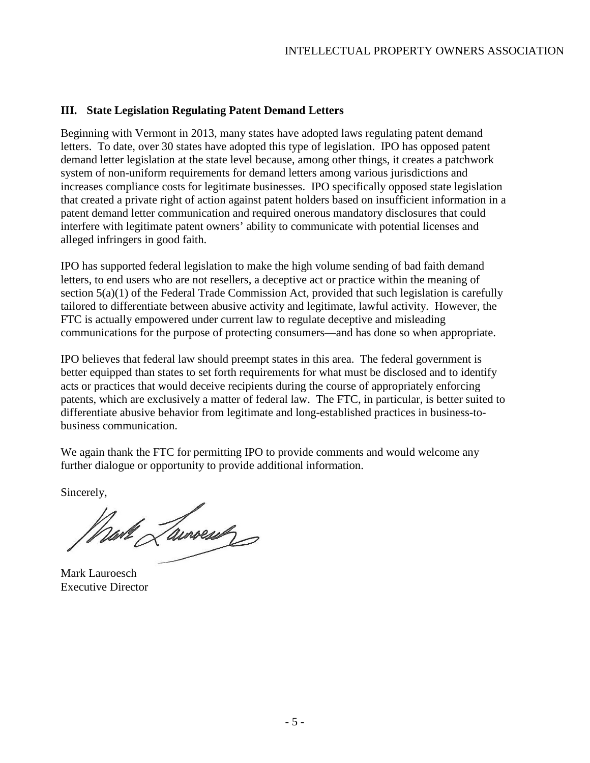### III. State Legislation Regulating Patent Demand Letters

Beginning with Vermont in 2013, many states have adopted laws regulating patent demand letters. To date, over 30 states have adopted this type of legislation. IPO has opposed patent demand letter legislation at the state level because, among other things, it creates a patchwork system of non-uniform requirements for demand letters among various jurisdictions and increases compliance costs for legitimate businesses. IPO specifically opposed state legislation that created a private right of action against patent holders based on insufficient information in a patent demand letter communication and required onerous mandatory disclosures that could interfere with legitimate patent owners' ability to communicate with potential licenses and alleged infringers in good faith.

IPO has supported federal legislation to make the high volume sending of bad faith demand letters, to end users who are not resellers, a deceptive act or practice within the meaning of section 5(a)(1) of the Federal Trade Commission Act, provided that such legislation is carefully tailored to differentiate between abusive activity and legitimate, lawful activity. However, the FTC is actually empowered under current law to regulate deceptive and misleading communications for the purpose of protecting consumers—and has done so when appropriate.

IPO believes that federal law should preempt states in this area. The federal government is better equipped than states to set forth requirements for what must be disclosed and to identify acts or practices that would deceive recipients during the course of appropriately enforcing patents, which are exclusively a matter of federal law. The FTC, in particular, is better suited to differentiate abusive behavior from legitimate and long-established practices in business-to-business communication.

We again thank the FTC for permitting IPO to provide comments and would welcome any further dialogue or opportunity to provide additional information.

Sincerely,

Mark Lauroesch
Executive Director